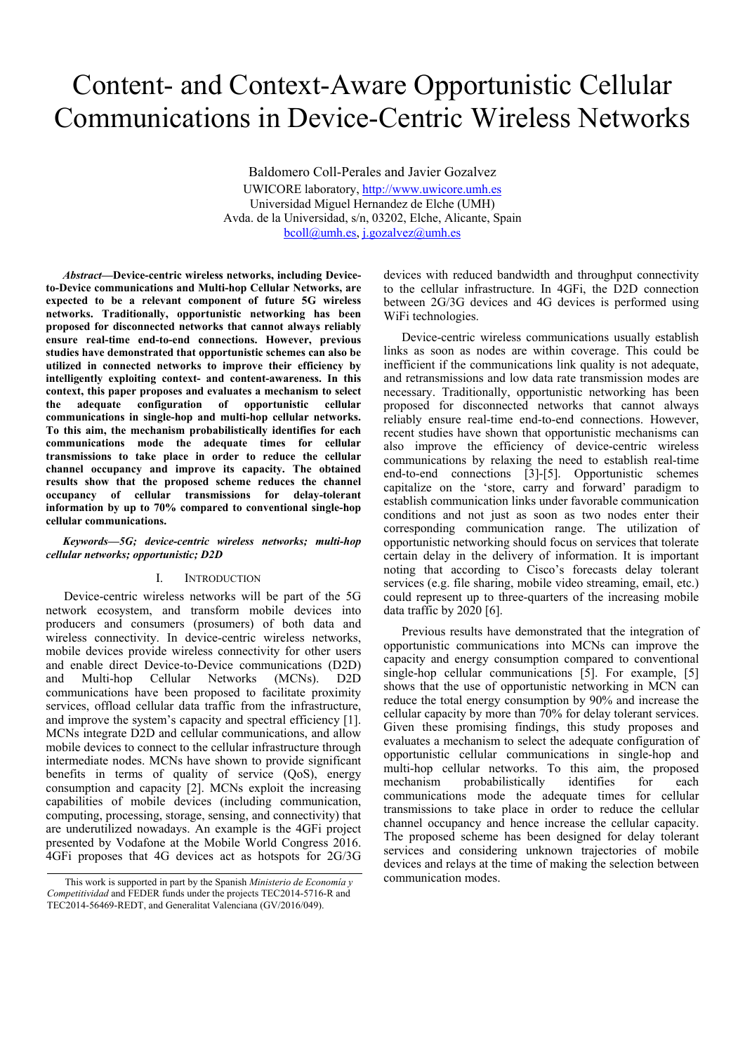# Content- and Context-Aware Opportunistic Cellular Communications in Device-Centric Wireless Networks

Baldomero Coll-Perales and Javier Gozalvez
UWICORE laboratory, http://www.uwicore.umh.es
Universidad Miguel Hernandez de Elche (UMH)
Avda. de la Universidad, s/n, 03202, Elche, Alicante, Spain
bcoll@umh.es, j.gozalvez@umh.es

***Abstract*—Device-centric wireless networks, including Device-to-Device communications and Multi-hop Cellular Networks, are expected to be a relevant component of future 5G wireless networks. Traditionally, opportunistic networking has been proposed for disconnected networks that cannot always reliably ensure real-time end-to-end connections. However, previous studies have demonstrated that opportunistic schemes can also be utilized in connected networks to improve their efficiency by intelligently exploiting context- and content-awareness. In this context, this paper proposes and evaluates a mechanism to select the adequate configuration of opportunistic cellular communications in single-hop and multi-hop cellular networks. To this aim, the mechanism probabilistically identifies for each communications mode the adequate times for cellular transmissions to take place in order to reduce the cellular channel occupancy and improve its capacity. The obtained results show that the proposed scheme reduces the channel occupancy of cellular transmissions for delay-tolerant information by up to 70% compared to conventional single-hop cellular communications.**

***Keywords—5G; device-centric wireless networks; multi-hop cellular networks; opportunistic; D2D***

## I. Introduction

Device-centric wireless networks will be part of the 5G network ecosystem, and transform mobile devices into producers and consumers (prosumers) of both data and wireless connectivity. In device-centric wireless networks, mobile devices provide wireless connectivity for other users and enable direct Device-to-Device communications (D2D) and Multi-hop Cellular Networks (MCNs). D2D communications have been proposed to facilitate proximity services, offload cellular data traffic from the infrastructure, and improve the system's capacity and spectral efficiency [1]. MCNs integrate D2D and cellular communications, and allow mobile devices to connect to the cellular infrastructure through intermediate nodes. MCNs have shown to provide significant benefits in terms of quality of service (QoS), energy consumption and capacity [2]. MCNs exploit the increasing capabilities of mobile devices (including communication, computing, processing, storage, sensing, and connectivity) that are underutilized nowadays. An example is the 4GFi project presented by Vodafone at the Mobile World Congress 2016. 4GFi proposes that 4G devices act as hotspots for 2G/3G devices with reduced bandwidth and throughput connectivity to the cellular infrastructure. In 4GFi, the D2D connection between 2G/3G devices and 4G devices is performed using WiFi technologies.

Device-centric wireless communications usually establish links as soon as nodes are within coverage. This could be inefficient if the communications link quality is not adequate, and retransmissions and low data rate transmission modes are necessary. Traditionally, opportunistic networking has been proposed for disconnected networks that cannot always reliably ensure real-time end-to-end connections. However, recent studies have shown that opportunistic mechanisms can also improve the efficiency of device-centric wireless communications by relaxing the need to establish real-time end-to-end connections [3]-[5]. Opportunistic schemes capitalize on the 'store, carry and forward' paradigm to establish communication links under favorable communication conditions and not just as soon as two nodes enter their corresponding communication range. The utilization of opportunistic networking should focus on services that tolerate certain delay in the delivery of information. It is important noting that according to Cisco's forecasts delay tolerant services (e.g. file sharing, mobile video streaming, email, etc.) could represent up to three-quarters of the increasing mobile data traffic by 2020 [6].

Previous results have demonstrated that the integration of opportunistic communications into MCNs can improve the capacity and energy consumption compared to conventional single-hop cellular communications [5]. For example, [5] shows that the use of opportunistic networking in MCN can reduce the total energy consumption by 90% and increase the cellular capacity by more than 70% for delay tolerant services. Given these promising findings, this study proposes and evaluates a mechanism to select the adequate configuration of opportunistic cellular communications in single-hop and multi-hop cellular networks. To this aim, the proposed mechanism probabilistically identifies for each communications mode the adequate times for cellular transmissions to take place in order to reduce the cellular channel occupancy and hence increase the cellular capacity. The proposed scheme has been designed for delay tolerant services and considering unknown trajectories of mobile devices and relays at the time of making the selection between communication modes.

This work is supported in part by the Spanish *Ministerio de Economía y Competitividad* and FEDER funds under the projects TEC2014-5716-R and TEC2014-56469-REDT, and Generalitat Valenciana (GV/2016/049).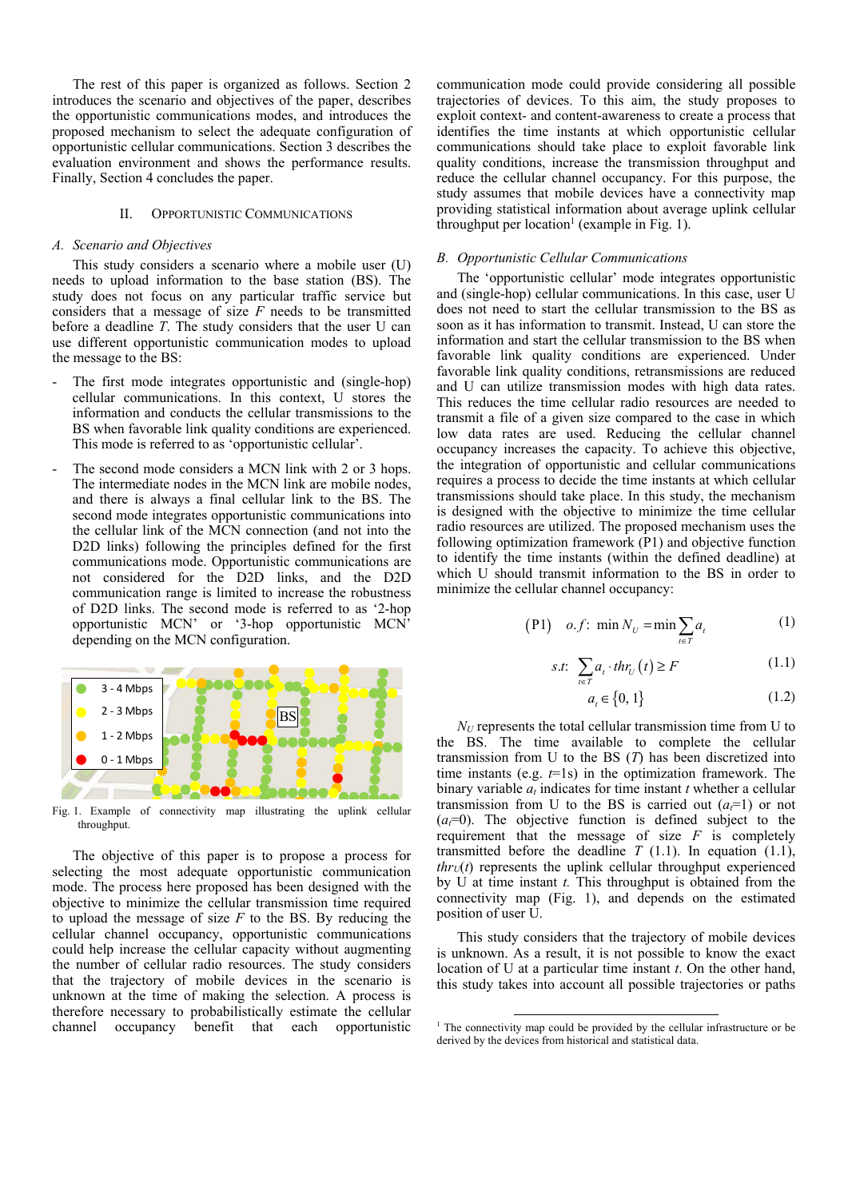The rest of this paper is organized as follows. Section 2 introduces the scenario and objectives of the paper, describes the opportunistic communications modes, and introduces the proposed mechanism to select the adequate configuration of opportunistic cellular communications. Section 3 describes the evaluation environment and shows the performance results. Finally, Section 4 concludes the paper.

## II. Opportunistic Communications

### A. Scenario and Objectives

This study considers a scenario where a mobile user (U) needs to upload information to the base station (BS). The study does not focus on any particular traffic service but considers that a message of size $F$ needs to be transmitted before a deadline $T$. The study considers that the user U can use different opportunistic communication modes to upload the message to the BS:

- The first mode integrates opportunistic and (single-hop) cellular communications. In this context, U stores the information and conducts the cellular transmissions to the BS when favorable link quality conditions are experienced. This mode is referred to as 'opportunistic cellular'.
- The second mode considers a MCN link with 2 or 3 hops. The intermediate nodes in the MCN link are mobile nodes, and there is always a final cellular link to the BS. The second mode integrates opportunistic communications into the cellular link of the MCN connection (and not into the D2D links) following the principles defined for the first communications mode. Opportunistic communications are not considered for the D2D links, and the D2D communication range is limited to increase the robustness of D2D links. The second mode is referred to as '2-hop opportunistic MCN' or '3-hop opportunistic MCN' depending on the MCN configuration.

Fig. 1. Example of connectivity map illustrating the uplink cellular throughput.

The objective of this paper is to propose a process for selecting the most adequate opportunistic communication mode. The process here proposed has been designed with the objective to minimize the cellular transmission time required to upload the message of size $F$ to the BS. By reducing the cellular channel occupancy, opportunistic communications could help increase the cellular capacity without augmenting the number of cellular radio resources. The study considers that the trajectory of mobile devices in the scenario is unknown at the time of making the selection. A process is therefore necessary to probabilistically estimate the cellular channel occupancy benefit that each opportunistic communication mode could provide considering all possible trajectories of devices. To this aim, the study proposes to exploit context- and content-awareness to create a process that identifies the time instants at which opportunistic cellular communications should take place to exploit favorable link quality conditions, increase the transmission throughput and reduce the cellular channel occupancy. For this purpose, the study assumes that mobile devices have a connectivity map providing statistical information about average uplink cellular throughput per location[1] (example in Fig. 1).

### B. Opportunistic Cellular Communications

The 'opportunistic cellular' mode integrates opportunistic and (single-hop) cellular communications. In this case, user U does not need to start the cellular transmission to the BS as soon as it has information to transmit. Instead, U can store the information and start the cellular transmission to the BS when favorable link quality conditions are experienced. Under favorable link quality conditions, retransmissions are reduced and U can utilize transmission modes with high data rates. This reduces the time cellular radio resources are needed to transmit a file of a given size compared to the case in which low data rates are used. Reducing the cellular channel occupancy increases the capacity. To achieve this objective, the integration of opportunistic and cellular communications requires a process to decide the time instants at which cellular transmissions should take place. In this study, the mechanism is designed with the objective to minimize the time cellular radio resources are utilized. The proposed mechanism uses the following optimization framework (P1) and objective function to identify the time instants (within the defined deadline) at which U should transmit information to the BS in order to minimize the cellular channel occupancy:

$$\text{(P1)} \quad o.f:\ \min N_U = \min \sum_{t \in T} a_t \tag{1}$$

$$s.t: \ \sum_{t \in T} a_t \cdot thr_U(t) \geq F \tag{1.1}$$

$$a_t \in \{0, 1\} \tag{1.2}$$

$N_U$ represents the total cellular transmission time from U to the BS. The time available to complete the cellular transmission from U to the BS ($T$) has been discretized into time instants (e.g. $t$=1s) in the optimization framework. The binary variable $a_t$ indicates for time instant $t$ whether a cellular transmission from U to the BS is carried out ($a_t$=1) or not ($a_t$=0). The objective function is defined subject to the requirement that the message of size $F$ is completely transmitted before the deadline $T$ (1.1). In equation (1.1), $thr_U(t)$ represents the uplink cellular throughput experienced by U at time instant $t$. This throughput is obtained from the connectivity map (Fig. 1), and depends on the estimated position of user U.

This study considers that the trajectory of mobile devices is unknown. As a result, it is not possible to know the exact location of U at a particular time instant $t$. On the other hand, this study takes into account all possible trajectories or paths

[1] The connectivity map could be provided by the cellular infrastructure or be derived by the devices from historical and statistical data.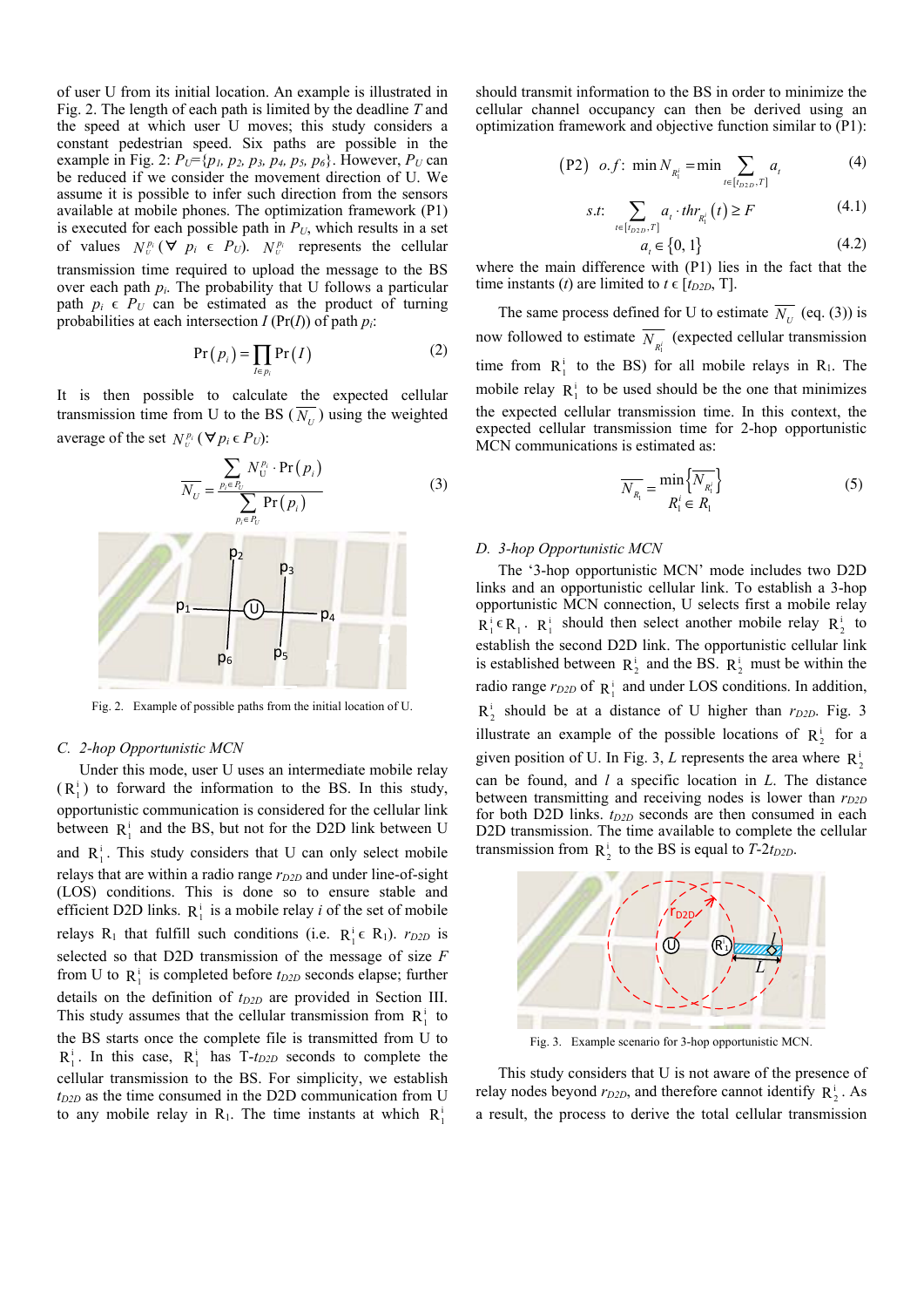of user U from its initial location. An example is illustrated in Fig. 2. The length of each path is limited by the deadline $T$ and the speed at which user U moves; this study considers a constant pedestrian speed. Six paths are possible in the example in Fig. 2: $P_U=\{p_1, p_2, p_3, p_4, p_5, p_6\}$. However, $P_U$ can be reduced if we consider the movement direction of U. We assume it is possible to infer such direction from the sensors available at mobile phones. The optimization framework (P1) is executed for each possible path in $P_U$, which results in a set of values $N_U^{p_i}$ ($\forall$ $p_i \in P_U$). $N_U^{p_i}$ represents the cellular transmission time required to upload the message to the BS over each path $p_i$. The probability that U follows a particular path $p_i \in P_U$ can be estimated as the product of turning probabilities at each intersection $I$ ($\Pr(I)$) of path $p_i$:

$$\Pr(p_i) = \prod_{I \in p_i} \Pr(I) \tag{2}$$

It is then possible to calculate the expected cellular transmission time from U to the BS ($\overline{N_U}$) using the weighted average of the set $N_U^{p_i}$ ($\forall p_i \in P_U$):

$$\overline{N_U} = \frac{\sum_{p_i \in P_U} N_U^{p_i} \cdot \Pr(p_i)}{\sum_{p_i \in P_U} \Pr(p_i)} \tag{3}$$

Fig. 2. Example of possible paths from the initial location of U.

### C. 2-hop Opportunistic MCN

Under this mode, user U uses an intermediate mobile relay ($R_1^i$) to forward the information to the BS. In this study, opportunistic communication is considered for the cellular link between $R_1^i$ and the BS, but not for the D2D link between U and $R_1^i$. This study considers that U can only select mobile relays that are within a radio range $r_{D2D}$ and under line-of-sight (LOS) conditions. This is done so to ensure stable and efficient D2D links. $R_1^i$ is a mobile relay $i$ of the set of mobile relays $R_1$ that fulfill such conditions (i.e. $R_1^i \in R_1$). $r_{D2D}$ is selected so that D2D transmission of the message of size $F$ from U to $R_1^i$ is completed before $t_{D2D}$ seconds elapse; further details on the definition of $t_{D2D}$ are provided in Section III. This study assumes that the cellular transmission from $R_1^i$ to the BS starts once the complete file is transmitted from U to $R_1^i$. In this case, $R_1^i$ has T-$t_{D2D}$ seconds to complete the cellular transmission to the BS. For simplicity, we establish $t_{D2D}$ as the time consumed in the D2D communication from U to any mobile relay in $R_1$. The time instants at which $R_1^i$ should transmit information to the BS in order to minimize the cellular channel occupancy can then be derived using an optimization framework and objective function similar to (P1):

$$(\text{P2}) \quad o.f: \ \min N_{R_1^i} = \min \sum_{t \in [t_{D2D}, T]} a_t \tag{4}$$

$$s.t.: \quad \sum_{t \in [t_{D2D}, T]} a_t \cdot thr_{R_1^i}(t) \geq F \tag{4.1}$$

$$a_t \in \{0, 1\} \tag{4.2}$$

where the main difference with (P1) lies in the fact that the time instants ($t$) are limited to $t \in [t_{D2D}$, T].

The same process defined for U to estimate $\overline{N_U}$ (eq. (3)) is now followed to estimate $\overline{N_{R_1^i}}$ (expected cellular transmission time from $R_1^i$ to the BS) for all mobile relays in $R_1$. The mobile relay $R_1^i$ to be used should be the one that minimizes the expected cellular transmission time. In this context, the expected cellular transmission time for 2-hop opportunistic MCN communications is estimated as:

$$\overline{N_{R_1}} = \min_{R_1^i \in R_1} \left\{ \overline{N_{R_1^i}} \right\} \tag{5}$$

### D. 3-hop Opportunistic MCN

The '3-hop opportunistic MCN' mode includes two D2D links and an opportunistic cellular link. To establish a 3-hop opportunistic MCN connection, U selects first a mobile relay $R_1^i \in R_1$. $R_1^i$ should then select another mobile relay $R_2^i$ to establish the second D2D link. The opportunistic cellular link is established between $R_2^i$ and the BS. $R_2^i$ must be within the radio range $r_{D2D}$ of $R_1^i$ and under LOS conditions. In addition, $R_2^i$ should be at a distance of U higher than $r_{D2D}$. Fig. 3 illustrate an example of the possible locations of $R_2^i$ for a given position of U. In Fig. 3, $L$ represents the area where $R_2^i$ can be found, and $l$ a specific location in $L$. The distance between transmitting and receiving nodes is lower than $r_{D2D}$ for both D2D links. $t_{D2D}$ seconds are then consumed in each D2D transmission. The time available to complete the cellular transmission from $R_2^i$ to the BS is equal to $T$-2$t_{D2D}$.

Fig. 3. Example scenario for 3-hop opportunistic MCN.

This study considers that U is not aware of the presence of relay nodes beyond $r_{D2D}$, and therefore cannot identify $R_2^i$. As a result, the process to derive the total cellular transmission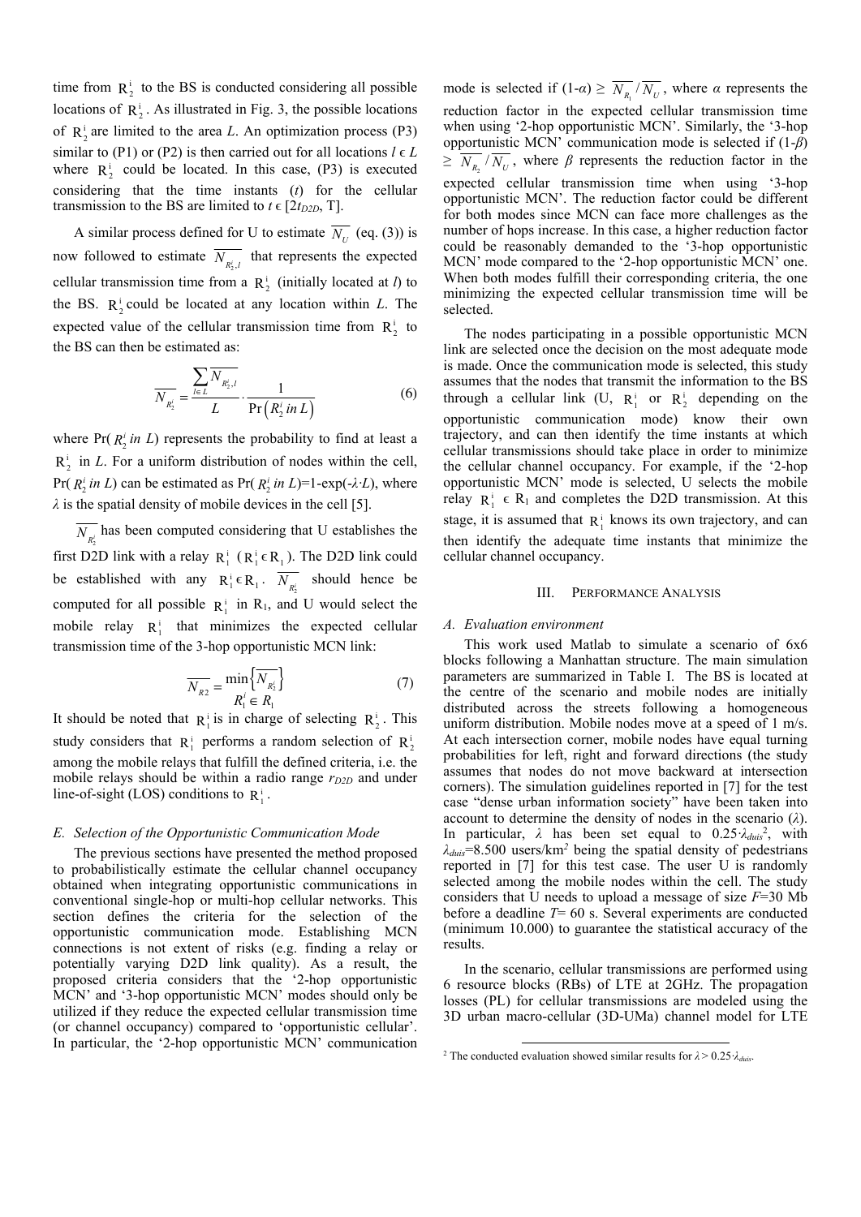time from $R_2^i$ to the BS is conducted considering all possible locations of $R_2^i$. As illustrated in Fig. 3, the possible locations of $R_2^i$ are limited to the area $L$. An optimization process (P3) similar to (P1) or (P2) is then carried out for all locations $l \in L$ where $R_2^i$ could be located. In this case, (P3) is executed considering that the time instants ($t$) for the cellular transmission to the BS are limited to $t \in [2t_{D2D}, T]$.

A similar process defined for U to estimate $\overline{N_U}$ (eq. (3)) is now followed to estimate $\overline{N_{R_2^i,l}}$ that represents the expected cellular transmission time from a $R_2^i$ (initially located at $l$) to the BS. $R_2^i$ could be located at any location within $L$. The expected value of the cellular transmission time from $R_2^i$ to the BS can then be estimated as:

$$\overline{N_{R_2^i}} = \frac{\sum_{l \in L} \overline{N_{R_2^i,l}}}{L} \cdot \frac{1}{\Pr\left(R_2^i \; in \; L\right)} \tag{6}$$

where Pr( $R_2^i$ *in L*) represents the probability to find at least a $R_2^i$ in $L$. For a uniform distribution of nodes within the cell, Pr( $R_2^i$ *in L*) can be estimated as Pr( $R_2^i$ *in L*)=1-exp(-$\lambda \cdot L$), where $\lambda$ is the spatial density of mobile devices in the cell [5].

$\overline{N_{R_2^i}}$ has been computed considering that U establishes the first D2D link with a relay $R_1^i$ ($R_1^i \in R_1$). The D2D link could be established with any $R_1^i \in R_1$. $\overline{N_{R_2^i}}$ should hence be computed for all possible $R_1^i$ in $R_1$, and U would select the mobile relay $R_1^i$ that minimizes the expected cellular transmission time of the 3-hop opportunistic MCN link:

$$\overline{N_{R2}} = \min_{R_1^i \in R_1} \left\{ \overline{N_{R_2^i}} \right\} \tag{7}$$

It should be noted that $R_1^i$ is in charge of selecting $R_2^i$. This study considers that $R_1^i$ performs a random selection of $R_2^i$ among the mobile relays that fulfill the defined criteria, i.e. the mobile relays should be within a radio range $r_{D2D}$ and under line-of-sight (LOS) conditions to $R_1^i$.

### *E. Selection of the Opportunistic Communication Mode*

The previous sections have presented the method proposed to probabilistically estimate the cellular channel occupancy obtained when integrating opportunistic communications in conventional single-hop or multi-hop cellular networks. This section defines the criteria for the selection of the opportunistic communication mode. Establishing MCN connections is not extent of risks (e.g. finding a relay or potentially varying D2D link quality). As a result, the proposed criteria considers that the '2-hop opportunistic MCN' and '3-hop opportunistic MCN' modes should only be utilized if they reduce the expected cellular transmission time (or channel occupancy) compared to 'opportunistic cellular'. In particular, the '2-hop opportunistic MCN' communication mode is selected if (1-$\alpha$) ≥ $\overline{N_{R_1}}/\overline{N_U}$, where $\alpha$ represents the reduction factor in the expected cellular transmission time when using '2-hop opportunistic MCN'. Similarly, the '3-hop opportunistic MCN' communication mode is selected if (1-$\beta$) ≥ $\overline{N_{R_2}}/\overline{N_U}$, where $\beta$ represents the reduction factor in the expected cellular transmission time when using '3-hop opportunistic MCN'. The reduction factor could be different for both modes since MCN can face more challenges as the number of hops increase. In this case, a higher reduction factor could be reasonably demanded to the '3-hop opportunistic MCN' mode compared to the '2-hop opportunistic MCN' one. When both modes fulfill their corresponding criteria, the one minimizing the expected cellular transmission time will be selected.

The nodes participating in a possible opportunistic MCN link are selected once the decision on the most adequate mode is made. Once the communication mode is selected, this study assumes that the nodes that transmit the information to the BS through a cellular link (U, $R_1^i$ or $R_2^i$ depending on the opportunistic communication mode) know their own trajectory, and can then identify the time instants at which cellular transmissions should take place in order to minimize the cellular channel occupancy. For example, if the '2-hop opportunistic MCN' mode is selected, U selects the mobile relay $R_1^i \in R_1$ and completes the D2D transmission. At this stage, it is assumed that $R_1^i$ knows its own trajectory, and can then identify the adequate time instants that minimize the cellular channel occupancy.

## III. Performance Analysis

### *A. Evaluation environment*

This work used Matlab to simulate a scenario of 6x6 blocks following a Manhattan structure. The main simulation parameters are summarized in Table I. The BS is located at the centre of the scenario and mobile nodes are initially distributed across the streets following a homogeneous uniform distribution. Mobile nodes move at a speed of 1 m/s. At each intersection corner, mobile nodes have equal turning probabilities for left, right and forward directions (the study assumes that nodes do not move backward at intersection corners). The simulation guidelines reported in [7] for the test case "dense urban information society" have been taken into account to determine the density of nodes in the scenario ($\lambda$). In particular, $\lambda$ has been set equal to $0.25 \cdot \lambda_{duis}$[2], with $\lambda_{duis}$=8.500 users/km[2] being the spatial density of pedestrians reported in [7] for this test case. The user U is randomly selected among the mobile nodes within the cell. The study considers that U needs to upload a message of size $F$=30 Mb before a deadline $T$= 60 s. Several experiments are conducted (minimum 10.000) to guarantee the statistical accuracy of the results.

In the scenario, cellular transmissions are performed using 6 resource blocks (RBs) of LTE at 2GHz. The propagation losses (PL) for cellular transmissions are modeled using the 3D urban macro-cellular (3D-UMa) channel model for LTE

[2] The conducted evaluation showed similar results for $\lambda > 0.25 \cdot \lambda_{duis}$.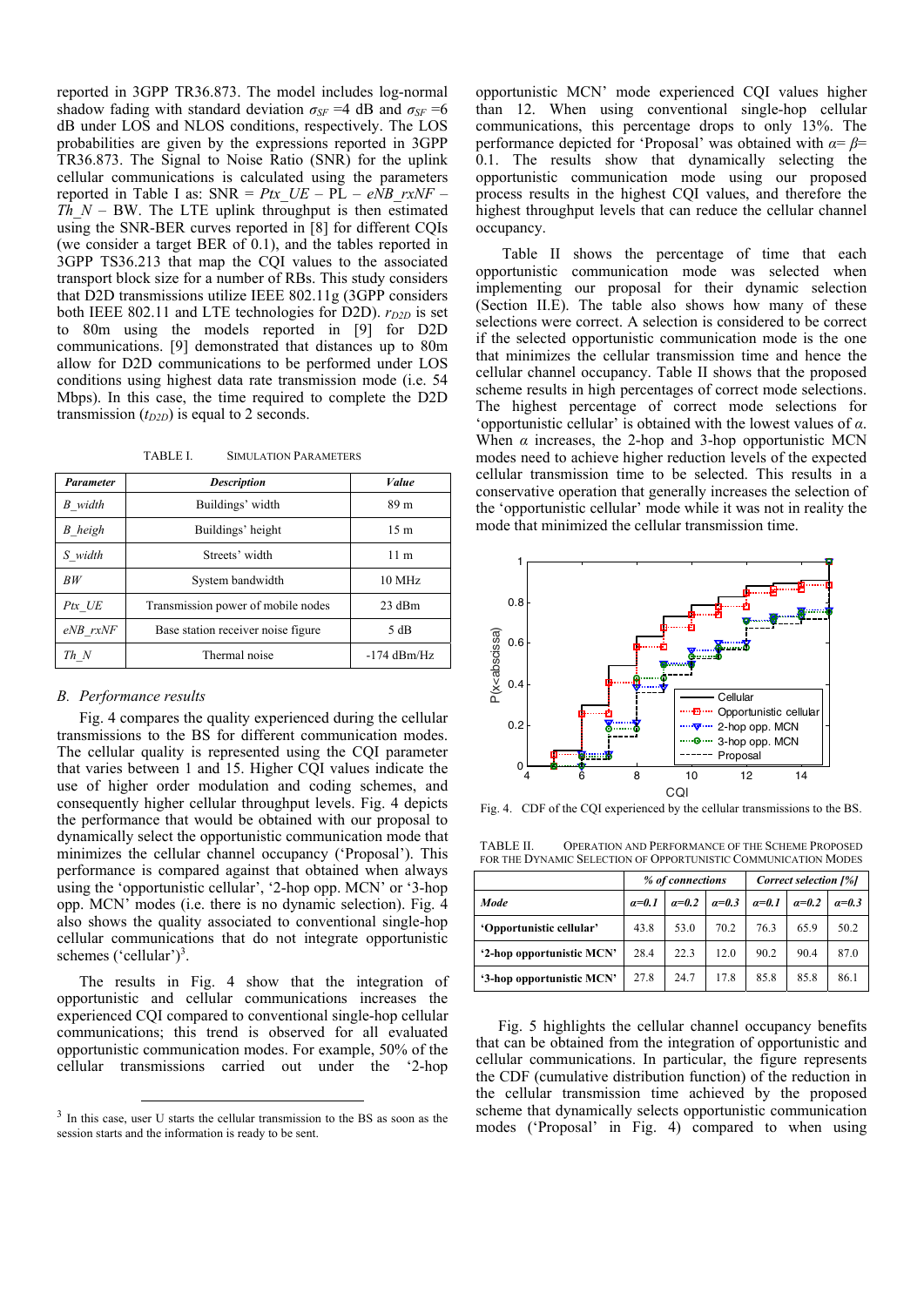reported in 3GPP TR36.873. The model includes log-normal shadow fading with standard deviation $\sigma_{SF}$ =4 dB and $\sigma_{SF}$ =6 dB under LOS and NLOS conditions, respectively. The LOS probabilities are given by the expressions reported in 3GPP TR36.873. The Signal to Noise Ratio (SNR) for the uplink cellular communications is calculated using the parameters reported in Table I as: SNR = $Ptx\_UE$ – PL – $eNB\_rxNF$ – $Th\_N$ – BW. The LTE uplink throughput is then estimated using the SNR-BER curves reported in [8] for different CQIs (we consider a target BER of 0.1), and the tables reported in 3GPP TS36.213 that map the CQI values to the associated transport block size for a number of RBs. This study considers that D2D transmissions utilize IEEE 802.11g (3GPP considers both IEEE 802.11 and LTE technologies for D2D). $r_{D2D}$ is set to 80m using the models reported in [9] for D2D communications. [9] demonstrated that distances up to 80m allow for D2D communications to be performed under LOS conditions using highest data rate transmission mode (i.e. 54 Mbps). In this case, the time required to complete the D2D transmission ($t_{D2D}$) is equal to 2 seconds.

TABLE I. SIMULATION PARAMETERS

| *Parameter* | *Description* | *Value* |
|---|---|---|
| *B_width* | Buildings' width | 89 m |
| *B_heigh* | Buildings' height | 15 m |
| *S_width* | Streets' width | 11 m |
| *BW* | System bandwidth | 10 MHz |
| *Ptx_UE* | Transmission power of mobile nodes | 23 dBm |
| *eNB_rxNF* | Base station receiver noise figure | 5 dB |
| *Th_N* | Thermal noise | -174 dBm/Hz |

### *B. Performance results*

Fig. 4 compares the quality experienced during the cellular transmissions to the BS for different communication modes. The cellular quality is represented using the CQI parameter that varies between 1 and 15. Higher CQI values indicate the use of higher order modulation and coding schemes, and consequently higher cellular throughput levels. Fig. 4 depicts the performance that would be obtained with our proposal to dynamically select the opportunistic communication mode that minimizes the cellular channel occupancy ('Proposal'). This performance is compared against that obtained when always using the 'opportunistic cellular', '2-hop opp. MCN' or '3-hop opp. MCN' modes (i.e. there is no dynamic selection). Fig. 4 also shows the quality associated to conventional single-hop cellular communications that do not integrate opportunistic schemes ('cellular')[3].

The results in Fig. 4 show that the integration of opportunistic and cellular communications increases the experienced CQI compared to conventional single-hop cellular communications; this trend is observed for all evaluated opportunistic communication modes. For example, 50% of the cellular transmissions carried out under the '2-hop opportunistic MCN' mode experienced CQI values higher than 12. When using conventional single-hop cellular communications, this percentage drops to only 13%. The performance depicted for 'Proposal' was obtained with $\alpha$= $\beta$= 0.1. The results show that dynamically selecting the opportunistic communication mode using our proposed process results in the highest CQI values, and therefore the highest throughput levels that can reduce the cellular channel occupancy.

Table II shows the percentage of time that each opportunistic communication mode was selected when implementing our proposal for their dynamic selection (Section II.E). The table also shows how many of these selections were correct. A selection is considered to be correct if the selected opportunistic communication mode is the one that minimizes the cellular transmission time and hence the cellular channel occupancy. Table II shows that the proposed scheme results in high percentages of correct mode selections. The highest percentage of correct mode selections for 'opportunistic cellular' is obtained with the lowest values of $\alpha$. When $\alpha$ increases, the 2-hop and 3-hop opportunistic MCN modes need to achieve higher reduction levels of the expected cellular transmission time to be selected. This results in a conservative operation that generally increases the selection of the 'opportunistic cellular' mode while it was not in reality the mode that minimized the cellular transmission time.

Fig. 4. CDF of the CQI experienced by the cellular transmissions to the BS.

TABLE II. OPERATION AND PERFORMANCE OF THE SCHEME PROPOSED FOR THE DYNAMIC SELECTION OF OPPORTUNISTIC COMMUNICATION MODES

| | *% of connections* | | | *Correct selection [%]* | | |
|---|---|---|---|---|---|---|
| ***Mode*** | ***α=0.1*** | ***α=0.2*** | ***α=0.3*** | ***α=0.1*** | ***α=0.2*** | ***α=0.3*** |
| **'Opportunistic cellular'** | 43.8 | 53.0 | 70.2 | 76.3 | 65.9 | 50.2 |
| **'2-hop opportunistic MCN'** | 28.4 | 22.3 | 12.0 | 90.2 | 90.4 | 87.0 |
| **'3-hop opportunistic MCN'** | 27.8 | 24.7 | 17.8 | 85.8 | 85.8 | 86.1 |

Fig. 5 highlights the cellular channel occupancy benefits that can be obtained from the integration of opportunistic and cellular communications. In particular, the figure represents the CDF (cumulative distribution function) of the reduction in the cellular transmission time achieved by the proposed scheme that dynamically selects opportunistic communication modes ('Proposal' in Fig. 4) compared to when using

[3] In this case, user U starts the cellular transmission to the BS as soon as the session starts and the information is ready to be sent.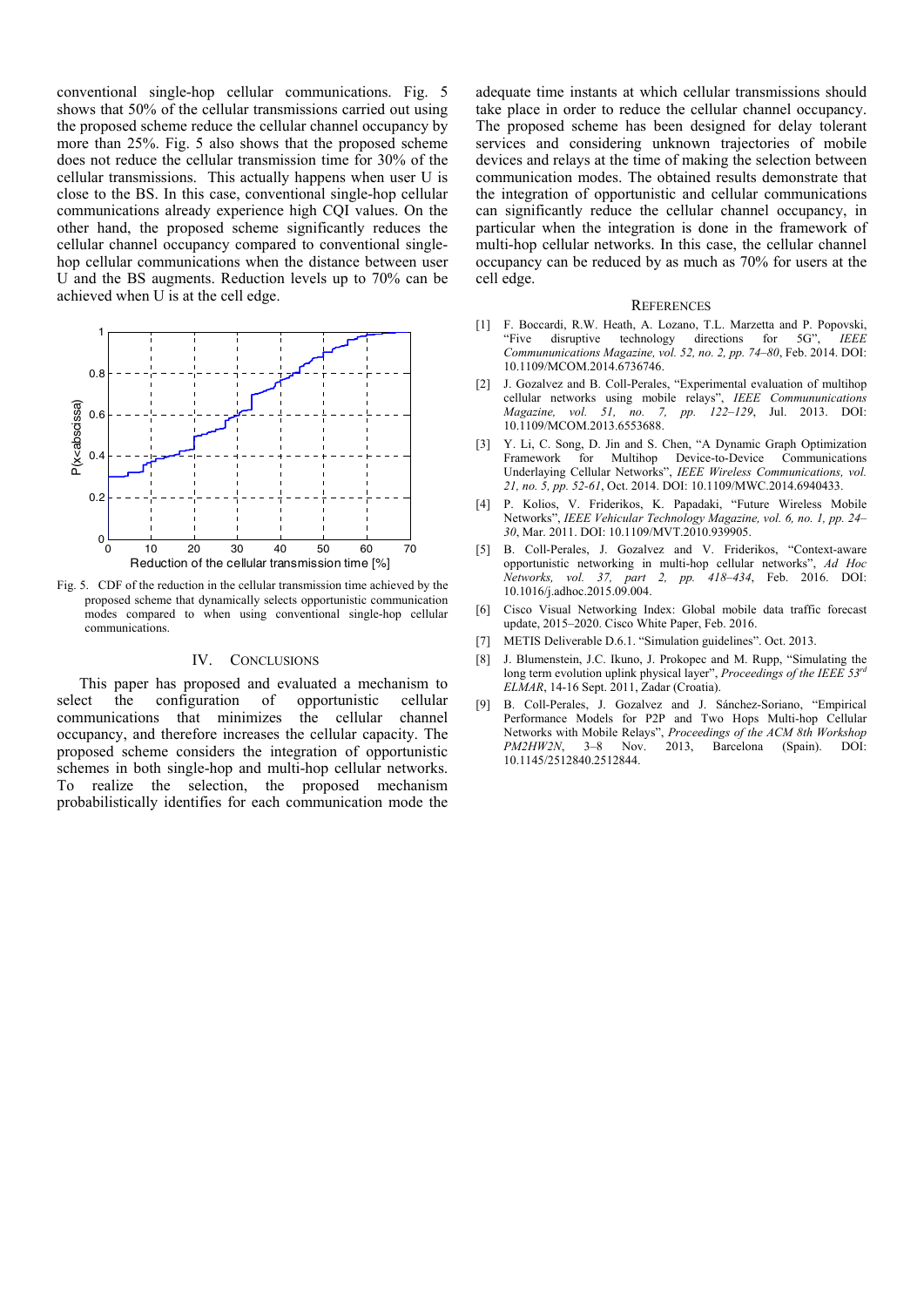conventional single-hop cellular communications. Fig. 5 shows that 50% of the cellular transmissions carried out using the proposed scheme reduce the cellular channel occupancy by more than 25%. Fig. 5 also shows that the proposed scheme does not reduce the cellular transmission time for 30% of the cellular transmissions. This actually happens when user U is close to the BS. In this case, conventional single-hop cellular communications already experience high CQI values. On the other hand, the proposed scheme significantly reduces the cellular channel occupancy compared to conventional single-hop cellular communications when the distance between user U and the BS augments. Reduction levels up to 70% can be achieved when U is at the cell edge.

P(x<abscissa)

1
0.8
0.6
0.4
0.2
0

0 10 20 30 40 50 60 70

Reduction of the cellular transmission time [%]

Fig. 5. CDF of the reduction in the cellular transmission time achieved by the proposed scheme that dynamically selects opportunistic communication modes compared to when using conventional single-hop cellular communications.

## IV. CONCLUSIONS

This paper has proposed and evaluated a mechanism to select the configuration of opportunistic cellular communications that minimizes the cellular channel occupancy, and therefore increases the cellular capacity. The proposed scheme considers the integration of opportunistic schemes in both single-hop and multi-hop cellular networks. To realize the selection, the proposed mechanism probabilistically identifies for each communication mode the adequate time instants at which cellular transmissions should take place in order to reduce the cellular channel occupancy. The proposed scheme has been designed for delay tolerant services and considering unknown trajectories of mobile devices and relays at the time of making the selection between communication modes. The obtained results demonstrate that the integration of opportunistic and cellular communications can significantly reduce the cellular channel occupancy, in particular when the integration is done in the framework of multi-hop cellular networks. In this case, the cellular channel occupancy can be reduced by as much as 70% for users at the cell edge.

## REFERENCES

[1] F. Boccardi, R.W. Heath, A. Lozano, T.L. Marzetta and P. Popovski, "Five disruptive technology directions for 5G", *IEEE Communications Magazine, vol. 52, no. 2, pp. 74–80*, Feb. 2014. DOI: 10.1109/MCOM.2014.6736746.

[2] J. Gozalvez and B. Coll-Perales, "Experimental evaluation of multihop cellular networks using mobile relays", *IEEE Communications Magazine, vol. 51, no. 7, pp. 122–129*, Jul. 2013. DOI: 10.1109/MCOM.2013.6553688.

[3] Y. Li, C. Song, D. Jin and S. Chen, "A Dynamic Graph Optimization Framework for Multihop Device-to-Device Communications Underlaying Cellular Networks", *IEEE Wireless Communications, vol. 21, no. 5, pp. 52-61*, Oct. 2014. DOI: 10.1109/MWC.2014.6940433.

[4] P. Kolios, V. Friderikos, K. Papadaki, "Future Wireless Mobile Networks", *IEEE Vehicular Technology Magazine, vol. 6, no. 1, pp. 24–30*, Mar. 2011. DOI: 10.1109/MVT.2010.939905.

[5] B. Coll-Perales, J. Gozalvez and V. Friderikos, "Context-aware opportunistic networking in multi-hop cellular networks", *Ad Hoc Networks, vol. 37, part 2, pp. 418–434*, Feb. 2016. DOI: 10.1016/j.adhoc.2015.09.004.

[6] Cisco Visual Networking Index: Global mobile data traffic forecast update, 2015–2020. Cisco White Paper, Feb. 2016.

[7] METIS Deliverable D.6.1. "Simulation guidelines". Oct. 2013.

[8] J. Blumenstein, J.C. Ikuno, J. Prokopec and M. Rupp, "Simulating the long term evolution uplink physical layer", *Proceedings of the IEEE 53rd ELMAR*, 14-16 Sept. 2011, Zadar (Croatia).

[9] B. Coll-Perales, J. Gozalvez and J. Sánchez-Soriano, "Empirical Performance Models for P2P and Two Hops Multi-hop Cellular Networks with Mobile Relays", *Proceedings of the ACM 8th Workshop PM2HW2N*, 3–8 Nov. 2013, Barcelona (Spain). DOI: 10.1145/2512840.2512844.